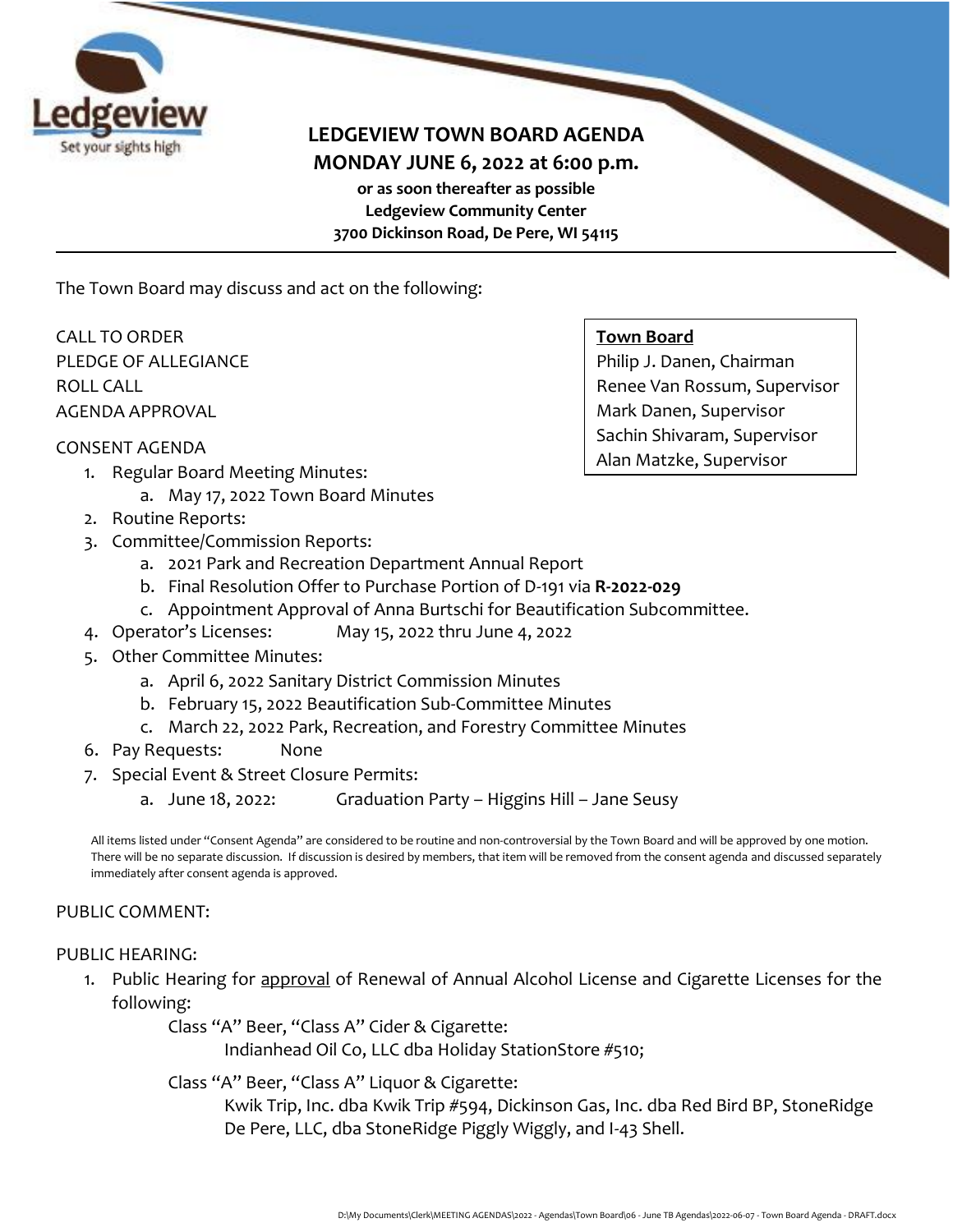# LEDGEVIEW TOWN BOARD AGENDA

## MONDAY JUNE 6, 2022 at 6:00 p.m.

**or as soon thereafter as possible**
**Ledgeview Community Center**
**3700 Dickinson Road, De Pere, WI 54115**

---

The Town Board may discuss and act on the following:

**Town Board**
Philip J. Danen, Chairman
Renee Van Rossum, Supervisor
Mark Danen, Supervisor
Sachin Shivaram, Supervisor
Alan Matzke, Supervisor

CALL TO ORDER
PLEDGE OF ALLEGIANCE
ROLL CALL
AGENDA APPROVAL

CONSENT AGENDA

1. Regular Board Meeting Minutes:
   a. May 17, 2022 Town Board Minutes
2. Routine Reports:
3. Committee/Commission Reports:
   a. 2021 Park and Recreation Department Annual Report
   b. Final Resolution Offer to Purchase Portion of D-191 via **R-2022-029**
   c. Appointment Approval of Anna Burtschi for Beautification Subcommittee.
4. Operator's Licenses: May 15, 2022 thru June 4, 2022
5. Other Committee Minutes:
   a. April 6, 2022 Sanitary District Commission Minutes
   b. February 15, 2022 Beautification Sub-Committee Minutes
   c. March 22, 2022 Park, Recreation, and Forestry Committee Minutes
6. Pay Requests: None
7. Special Event & Street Closure Permits:
   a. June 18, 2022: Graduation Party – Higgins Hill – Jane Seusy

All items listed under "Consent Agenda" are considered to be routine and non-controversial by the Town Board and will be approved by one motion. There will be no separate discussion. If discussion is desired by members, that item will be removed from the consent agenda and discussed separately immediately after consent agenda is approved.

PUBLIC COMMENT:

PUBLIC HEARING:

1. Public Hearing for <u>approval</u> of Renewal of Annual Alcohol License and Cigarette Licenses for the following:

   Class "A" Beer, "Class A" Cider & Cigarette:

   Indianhead Oil Co, LLC dba Holiday StationStore #510;

   Class "A" Beer, "Class A" Liquor & Cigarette:

   Kwik Trip, Inc. dba Kwik Trip #594, Dickinson Gas, Inc. dba Red Bird BP, StoneRidge De Pere, LLC, dba StoneRidge Piggly Wiggly, and I-43 Shell.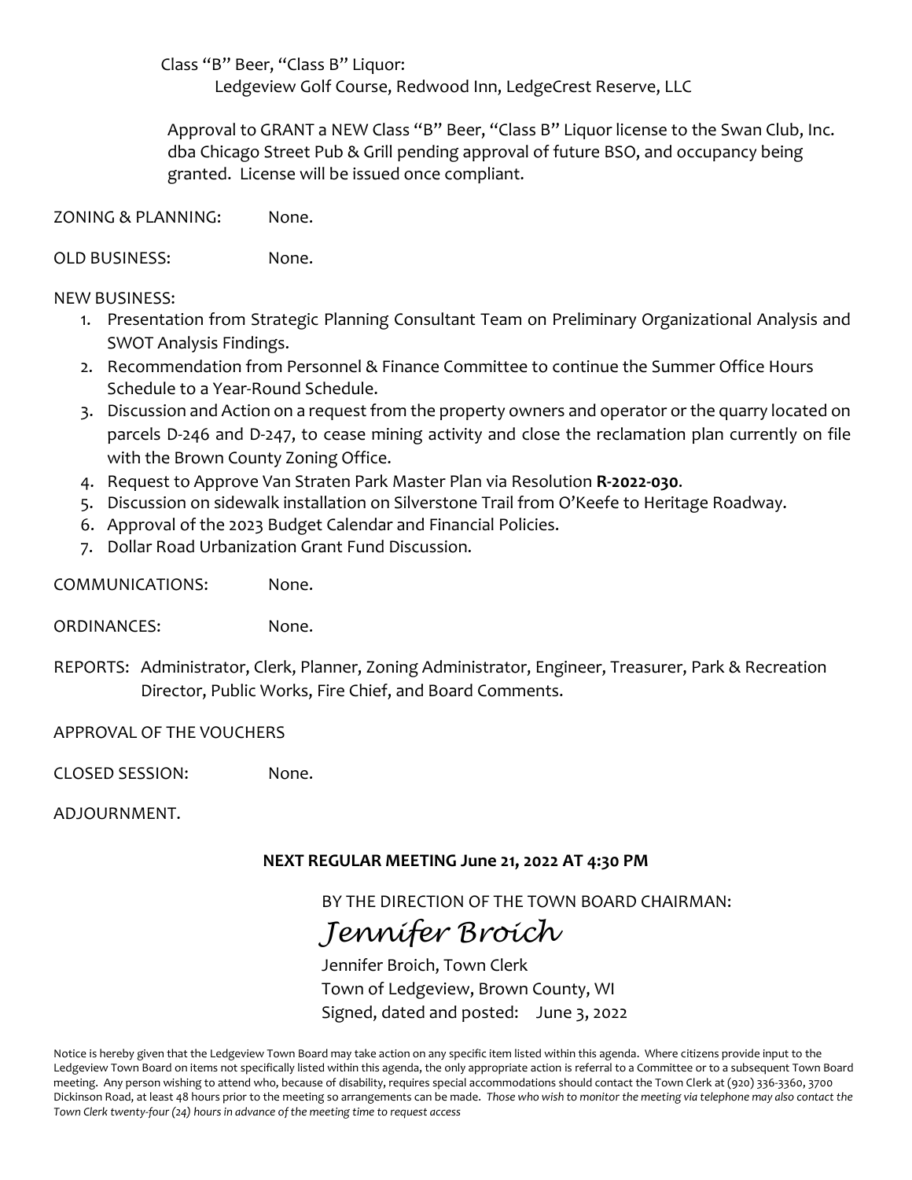Class "B" Beer, "Class B" Liquor:

Ledgeview Golf Course, Redwood Inn, LedgeCrest Reserve, LLC

Approval to GRANT a NEW Class "B" Beer, "Class B" Liquor license to the Swan Club, Inc. dba Chicago Street Pub & Grill pending approval of future BSO, and occupancy being granted. License will be issued once compliant.

ZONING & PLANNING: None.

OLD BUSINESS: None.

NEW BUSINESS:

1. Presentation from Strategic Planning Consultant Team on Preliminary Organizational Analysis and SWOT Analysis Findings.
2. Recommendation from Personnel & Finance Committee to continue the Summer Office Hours Schedule to a Year-Round Schedule.
3. Discussion and Action on a request from the property owners and operator or the quarry located on parcels D-246 and D-247, to cease mining activity and close the reclamation plan currently on file with the Brown County Zoning Office.
4. Request to Approve Van Straten Park Master Plan via Resolution **R-2022-030**.
5. Discussion on sidewalk installation on Silverstone Trail from O'Keefe to Heritage Roadway.
6. Approval of the 2023 Budget Calendar and Financial Policies.
7. Dollar Road Urbanization Grant Fund Discussion.

COMMUNICATIONS: None.

ORDINANCES: None.

REPORTS: Administrator, Clerk, Planner, Zoning Administrator, Engineer, Treasurer, Park & Recreation Director, Public Works, Fire Chief, and Board Comments.

APPROVAL OF THE VOUCHERS

CLOSED SESSION: None.

ADJOURNMENT.

**NEXT REGULAR MEETING June 21, 2022 AT 4:30 PM**

BY THE DIRECTION OF THE TOWN BOARD CHAIRMAN:

*Jennifer Broich*

Jennifer Broich, Town Clerk
Town of Ledgeview, Brown County, WI
Signed, dated and posted: June 3, 2022

Notice is hereby given that the Ledgeview Town Board may take action on any specific item listed within this agenda. Where citizens provide input to the Ledgeview Town Board on items not specifically listed within this agenda, the only appropriate action is referral to a Committee or to a subsequent Town Board meeting. Any person wishing to attend who, because of disability, requires special accommodations should contact the Town Clerk at (920) 336-3360, 3700 Dickinson Road, at least 48 hours prior to the meeting so arrangements can be made. *Those who wish to monitor the meeting via telephone may also contact the Town Clerk twenty-four (24) hours in advance of the meeting time to request access*